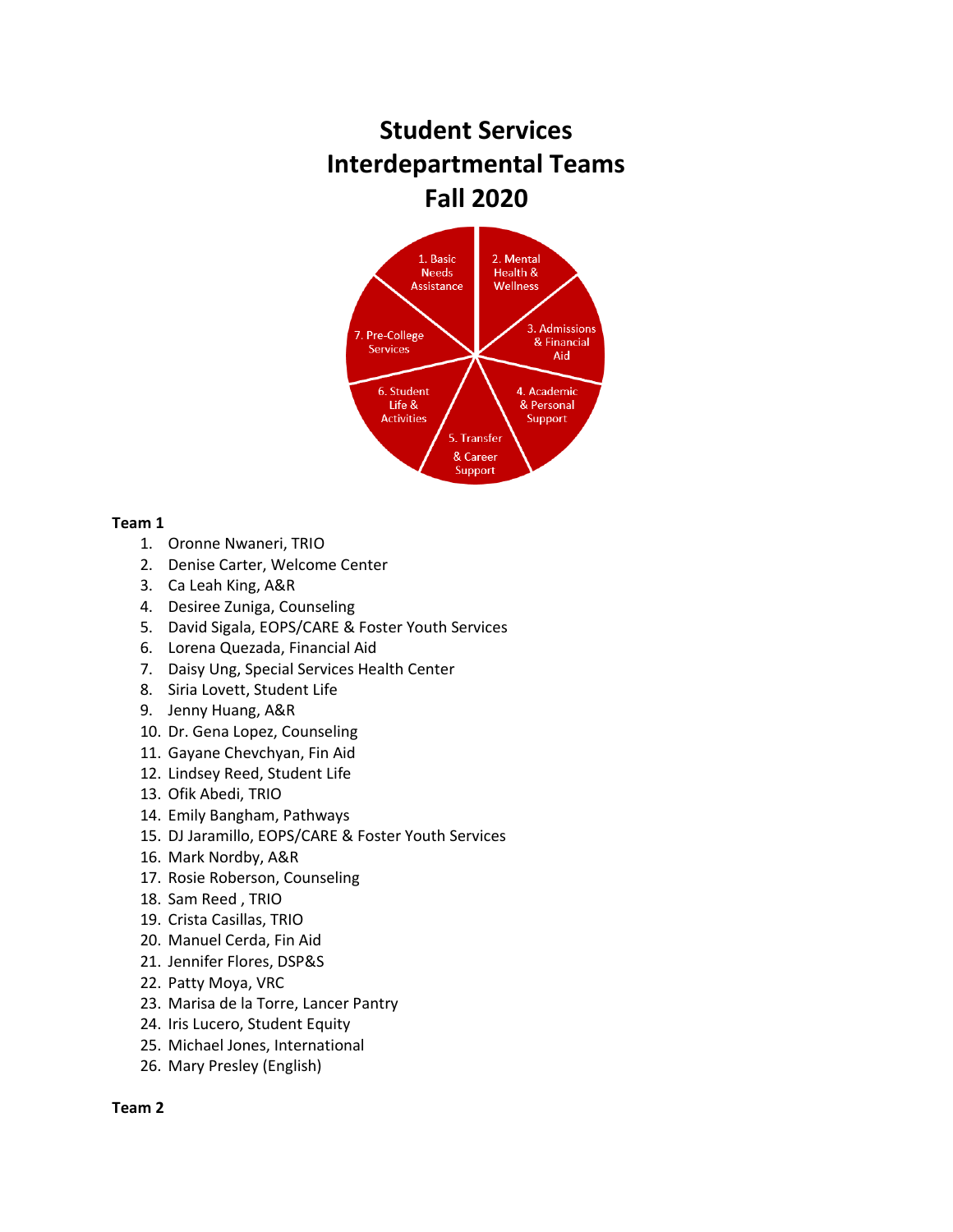# Student Services Interdepartmental Teams Fall 2020

1. Basic Needs Assistance
2. Mental Health & Wellness
3. Admissions & Financial Aid
4. Academic & Personal Support
5. Transfer & Career Support
6. Student Life & Activities
7. Pre-College Services

**Team 1**

1. Oronne Nwaneri, TRIO
2. Denise Carter, Welcome Center
3. Ca Leah King, A&R
4. Desiree Zuniga, Counseling
5. David Sigala, EOPS/CARE & Foster Youth Services
6. Lorena Quezada, Financial Aid
7. Daisy Ung, Special Services Health Center
8. Siria Lovett, Student Life
9. Jenny Huang, A&R
10. Dr. Gena Lopez, Counseling
11. Gayane Chevchyan, Fin Aid
12. Lindsey Reed, Student Life
13. Ofik Abedi, TRIO
14. Emily Bangham, Pathways
15. DJ Jaramillo, EOPS/CARE & Foster Youth Services
16. Mark Nordby, A&R
17. Rosie Roberson, Counseling
18. Sam Reed , TRIO
19. Crista Casillas, TRIO
20. Manuel Cerda, Fin Aid
21. Jennifer Flores, DSP&S
22. Patty Moya, VRC
23. Marisa de la Torre, Lancer Pantry
24. Iris Lucero, Student Equity
25. Michael Jones, International
26. Mary Presley (English)

**Team 2**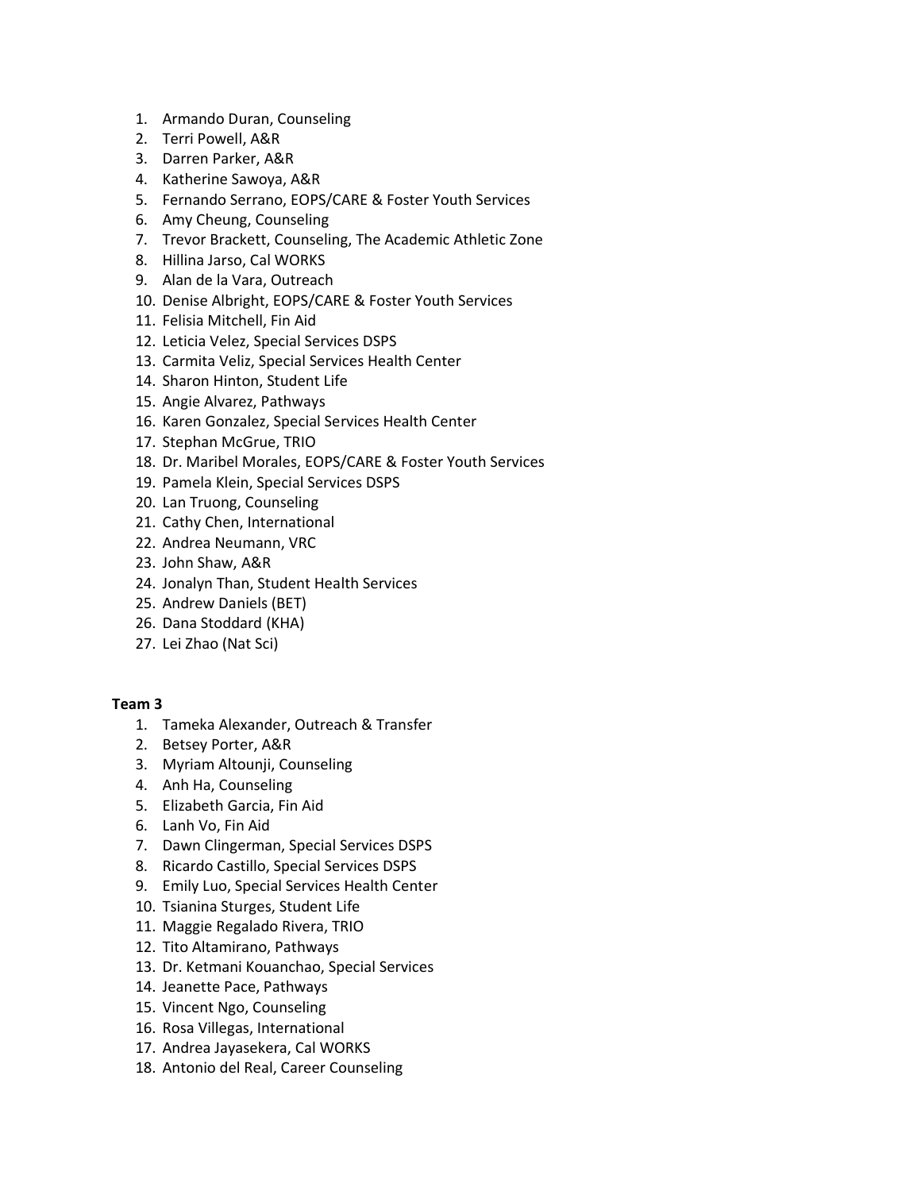1. Armando Duran, Counseling
2. Terri Powell, A&R
3. Darren Parker, A&R
4. Katherine Sawoya, A&R
5. Fernando Serrano, EOPS/CARE & Foster Youth Services
6. Amy Cheung, Counseling
7. Trevor Brackett, Counseling, The Academic Athletic Zone
8. Hillina Jarso, Cal WORKS
9. Alan de la Vara, Outreach
10. Denise Albright, EOPS/CARE & Foster Youth Services
11. Felisia Mitchell, Fin Aid
12. Leticia Velez, Special Services DSPS
13. Carmita Veliz, Special Services Health Center
14. Sharon Hinton, Student Life
15. Angie Alvarez, Pathways
16. Karen Gonzalez, Special Services Health Center
17. Stephan McGrue, TRIO
18. Dr. Maribel Morales, EOPS/CARE & Foster Youth Services
19. Pamela Klein, Special Services DSPS
20. Lan Truong, Counseling
21. Cathy Chen, International
22. Andrea Neumann, VRC
23. John Shaw, A&R
24. Jonalyn Than, Student Health Services
25. Andrew Daniels (BET)
26. Dana Stoddard (KHA)
27. Lei Zhao (Nat Sci)

**Team 3**

1. Tameka Alexander, Outreach & Transfer
2. Betsey Porter, A&R
3. Myriam Altounji, Counseling
4. Anh Ha, Counseling
5. Elizabeth Garcia, Fin Aid
6. Lanh Vo, Fin Aid
7. Dawn Clingerman, Special Services DSPS
8. Ricardo Castillo, Special Services DSPS
9. Emily Luo, Special Services Health Center
10. Tsianina Sturges, Student Life
11. Maggie Regalado Rivera, TRIO
12. Tito Altamirano, Pathways
13. Dr. Ketmani Kouanchao, Special Services
14. Jeanette Pace, Pathways
15. Vincent Ngo, Counseling
16. Rosa Villegas, International
17. Andrea Jayasekera, Cal WORKS
18. Antonio del Real, Career Counseling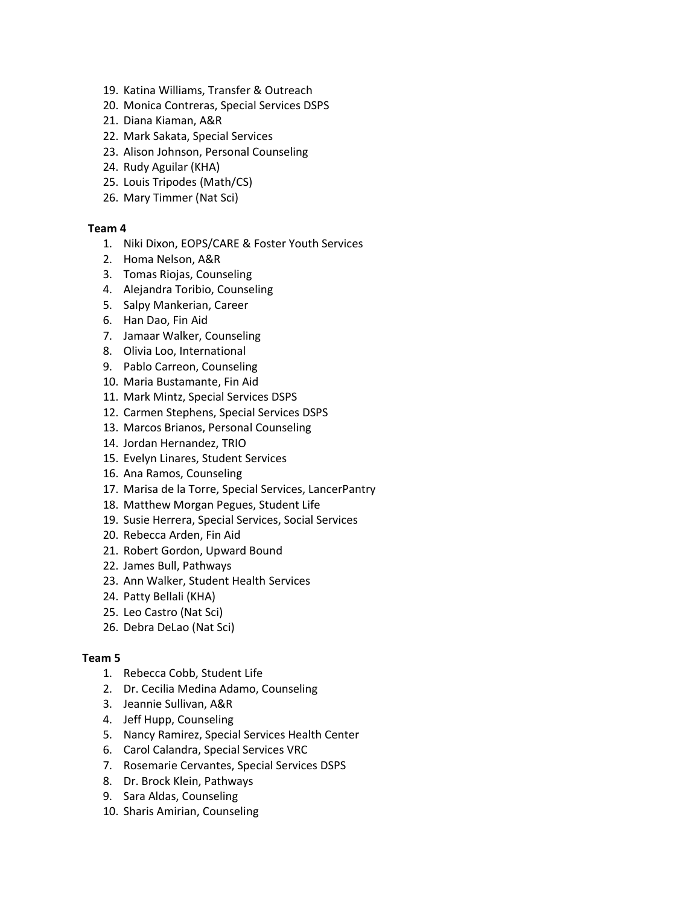19. Katina Williams, Transfer & Outreach
20. Monica Contreras, Special Services DSPS
21. Diana Kiaman, A&R
22. Mark Sakata, Special Services
23. Alison Johnson, Personal Counseling
24. Rudy Aguilar (KHA)
25. Louis Tripodes (Math/CS)
26. Mary Timmer (Nat Sci)

**Team 4**

1. Niki Dixon, EOPS/CARE & Foster Youth Services
2. Homa Nelson, A&R
3. Tomas Riojas, Counseling
4. Alejandra Toribio, Counseling
5. Salpy Mankerian, Career
6. Han Dao, Fin Aid
7. Jamaar Walker, Counseling
8. Olivia Loo, International
9. Pablo Carreon, Counseling
10. Maria Bustamante, Fin Aid
11. Mark Mintz, Special Services DSPS
12. Carmen Stephens, Special Services DSPS
13. Marcos Brianos, Personal Counseling
14. Jordan Hernandez, TRIO
15. Evelyn Linares, Student Services
16. Ana Ramos, Counseling
17. Marisa de la Torre, Special Services, LancerPantry
18. Matthew Morgan Pegues, Student Life
19. Susie Herrera, Special Services, Social Services
20. Rebecca Arden, Fin Aid
21. Robert Gordon, Upward Bound
22. James Bull, Pathways
23. Ann Walker, Student Health Services
24. Patty Bellali (KHA)
25. Leo Castro (Nat Sci)
26. Debra DeLao (Nat Sci)

**Team 5**

1. Rebecca Cobb, Student Life
2. Dr. Cecilia Medina Adamo, Counseling
3. Jeannie Sullivan, A&R
4. Jeff Hupp, Counseling
5. Nancy Ramirez, Special Services Health Center
6. Carol Calandra, Special Services VRC
7. Rosemarie Cervantes, Special Services DSPS
8. Dr. Brock Klein, Pathways
9. Sara Aldas, Counseling
10. Sharis Amirian, Counseling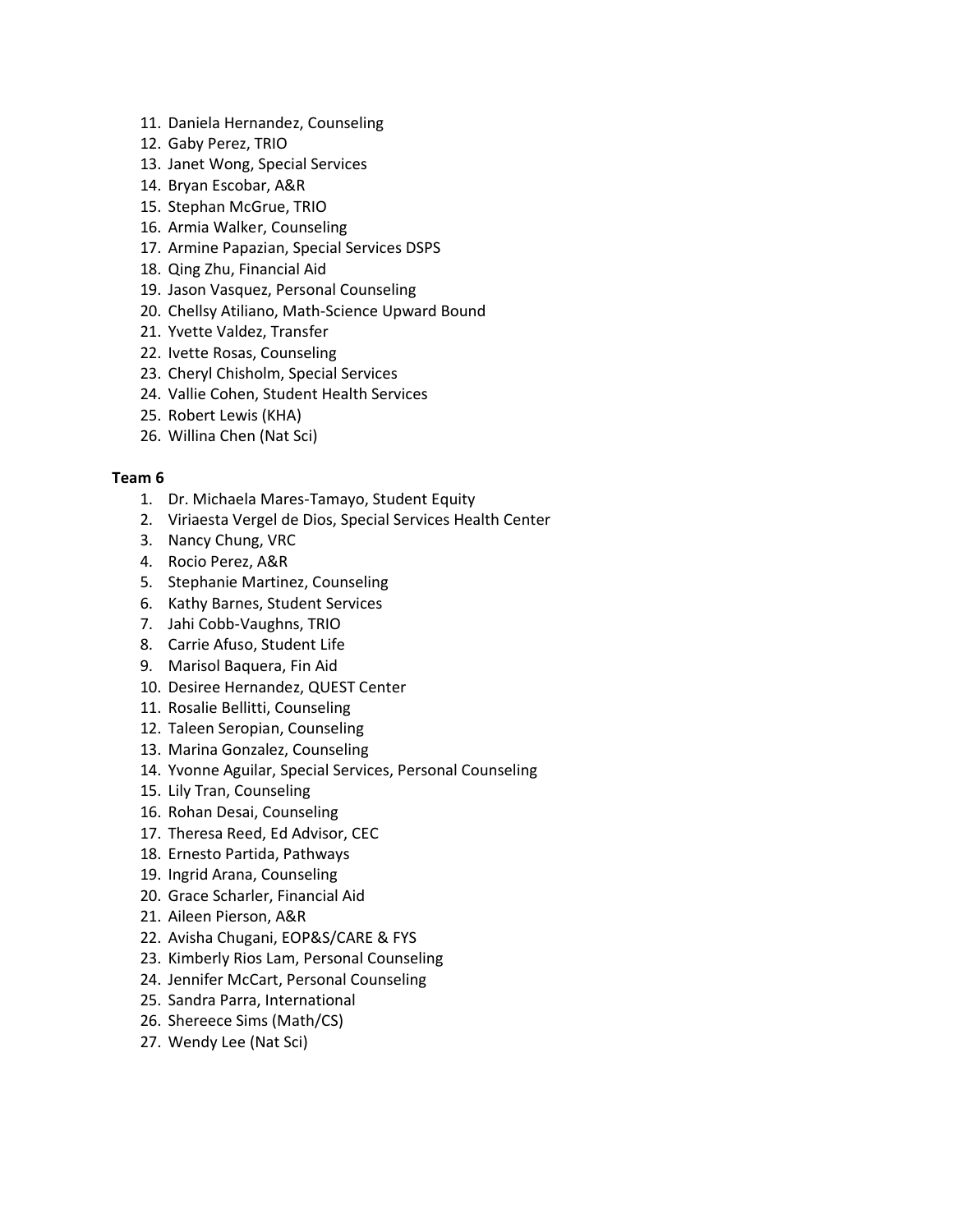11. Daniela Hernandez, Counseling
12. Gaby Perez, TRIO
13. Janet Wong, Special Services
14. Bryan Escobar, A&R
15. Stephan McGrue, TRIO
16. Armia Walker, Counseling
17. Armine Papazian, Special Services DSPS
18. Qing Zhu, Financial Aid
19. Jason Vasquez, Personal Counseling
20. Chellsy Atiliano, Math-Science Upward Bound
21. Yvette Valdez, Transfer
22. Ivette Rosas, Counseling
23. Cheryl Chisholm, Special Services
24. Vallie Cohen, Student Health Services
25. Robert Lewis (KHA)
26. Willina Chen (Nat Sci)

**Team 6**

1. Dr. Michaela Mares-Tamayo, Student Equity
2. Viriaesta Vergel de Dios, Special Services Health Center
3. Nancy Chung, VRC
4. Rocio Perez, A&R
5. Stephanie Martinez, Counseling
6. Kathy Barnes, Student Services
7. Jahi Cobb-Vaughns, TRIO
8. Carrie Afuso, Student Life
9. Marisol Baquera, Fin Aid
10. Desiree Hernandez, QUEST Center
11. Rosalie Bellitti, Counseling
12. Taleen Seropian, Counseling
13. Marina Gonzalez, Counseling
14. Yvonne Aguilar, Special Services, Personal Counseling
15. Lily Tran, Counseling
16. Rohan Desai, Counseling
17. Theresa Reed, Ed Advisor, CEC
18. Ernesto Partida, Pathways
19. Ingrid Arana, Counseling
20. Grace Scharler, Financial Aid
21. Aileen Pierson, A&R
22. Avisha Chugani, EOP&S/CARE & FYS
23. Kimberly Rios Lam, Personal Counseling
24. Jennifer McCart, Personal Counseling
25. Sandra Parra, International
26. Shereece Sims (Math/CS)
27. Wendy Lee (Nat Sci)